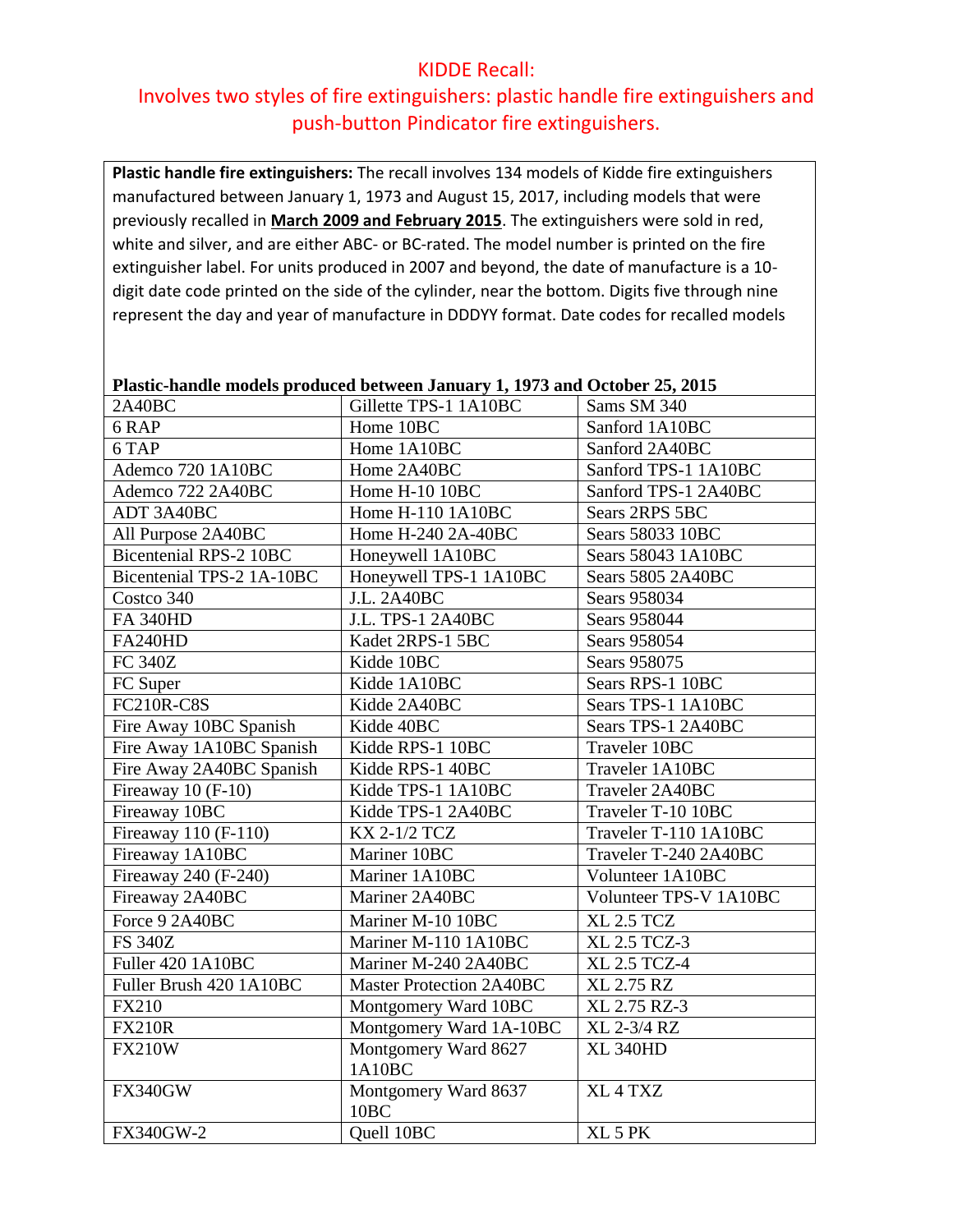# KIDDE Recall:

## Involves two styles of fire extinguishers: plastic handle fire extinguishers and push-button Pindicator fire extinguishers.

**Plastic handle fire extinguishers:** The recall involves 134 models of Kidde fire extinguishers manufactured between January 1, 1973 and August 15, 2017, including models that were previously recalled in **March 2009 and February 2015**. The extinguishers were sold in red, white and silver, and are either ABC- or BC-rated. The model number is printed on the fire extinguisher label. For units produced in 2007 and beyond, the date of manufacture is a 10-digit date code printed on the side of the cylinder, near the bottom. Digits five through nine represent the day and year of manufacture in DDDYY format. Date codes for recalled models

**Plastic-handle models produced between January 1, 1973 and October 25, 2015**

| | | |
|---|---|---|
| 2A40BC | Gillette TPS-1 1A10BC | Sams SM 340 |
| 6 RAP | Home 10BC | Sanford 1A10BC |
| 6 TAP | Home 1A10BC | Sanford 2A40BC |
| Ademco 720 1A10BC | Home 2A40BC | Sanford TPS-1 1A10BC |
| Ademco 722 2A40BC | Home H-10 10BC | Sanford TPS-1 2A40BC |
| ADT 3A40BC | Home H-110 1A10BC | Sears 2RPS 5BC |
| All Purpose 2A40BC | Home H-240 2A-40BC | Sears 58033 10BC |
| Bicentenial RPS-2 10BC | Honeywell 1A10BC | Sears 58043 1A10BC |
| Bicentenial TPS-2 1A-10BC | Honeywell TPS-1 1A10BC | Sears 5805 2A40BC |
| Costco 340 | J.L. 2A40BC | Sears 958034 |
| FA 340HD | J.L. TPS-1 2A40BC | Sears 958044 |
| FA240HD | Kadet 2RPS-1 5BC | Sears 958054 |
| FC 340Z | Kidde 10BC | Sears 958075 |
| FC Super | Kidde 1A10BC | Sears RPS-1 10BC |
| FC210R-C8S | Kidde 2A40BC | Sears TPS-1 1A10BC |
| Fire Away 10BC Spanish | Kidde 40BC | Sears TPS-1 2A40BC |
| Fire Away 1A10BC Spanish | Kidde RPS-1 10BC | Traveler 10BC |
| Fire Away 2A40BC Spanish | Kidde RPS-1 40BC | Traveler 1A10BC |
| Fireaway 10 (F-10) | Kidde TPS-1 1A10BC | Traveler 2A40BC |
| Fireaway 10BC | Kidde TPS-1 2A40BC | Traveler T-10 10BC |
| Fireaway 110 (F-110) | KX 2-1/2 TCZ | Traveler T-110 1A10BC |
| Fireaway 1A10BC | Mariner 10BC | Traveler T-240 2A40BC |
| Fireaway 240 (F-240) | Mariner 1A10BC | Volunteer 1A10BC |
| Fireaway 2A40BC | Mariner 2A40BC | Volunteer TPS-V 1A10BC |
| Force 9 2A40BC | Mariner M-10 10BC | XL 2.5 TCZ |
| FS 340Z | Mariner M-110 1A10BC | XL 2.5 TCZ-3 |
| Fuller 420 1A10BC | Mariner M-240 2A40BC | XL 2.5 TCZ-4 |
| Fuller Brush 420 1A10BC | Master Protection 2A40BC | XL 2.75 RZ |
| FX210 | Montgomery Ward 10BC | XL 2.75 RZ-3 |
| FX210R | Montgomery Ward 1A-10BC | XL 2-3/4 RZ |
| FX210W | Montgomery Ward 8627 1A10BC | XL 340HD |
| FX340GW | Montgomery Ward 8637 10BC | XL 4 TXZ |
| FX340GW-2 | Quell 10BC | XL 5 PK |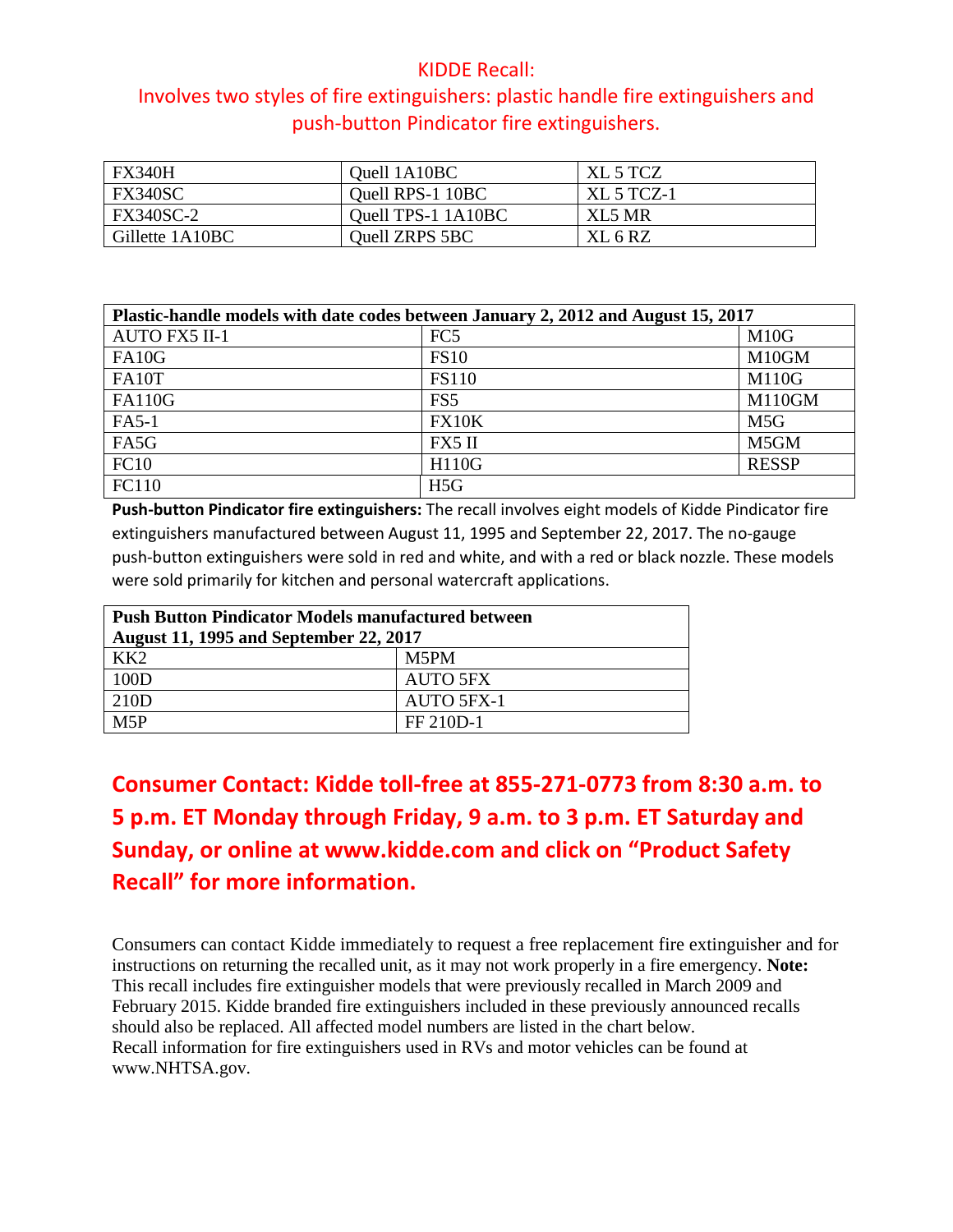## KIDDE Recall:
## Involves two styles of fire extinguishers: plastic handle fire extinguishers and push-button Pindicator fire extinguishers.

| | | |
|---|---|---|
| FX340H | Quell 1A10BC | XL 5 TCZ |
| FX340SC | Quell RPS-1 10BC | XL 5 TCZ-1 |
| FX340SC-2 | Quell TPS-1 1A10BC | XL5 MR |
| Gillette 1A10BC | Quell ZRPS 5BC | XL 6 RZ |

| **Plastic-handle models with date codes between January 2, 2012 and August 15, 2017** | | |
|---|---|---|
| AUTO FX5 II-1 | FC5 | M10G |
| FA10G | FS10 | M10GM |
| FA10T | FS110 | M110G |
| FA110G | FS5 | M110GM |
| FA5-1 | FX10K | M5G |
| FA5G | FX5 II | M5GM |
| FC10 | H110G | RESSP |
| FC110 | H5G | |

**Push-button Pindicator fire extinguishers:** The recall involves eight models of Kidde Pindicator fire extinguishers manufactured between August 11, 1995 and September 22, 2017. The no-gauge push-button extinguishers were sold in red and white, and with a red or black nozzle. These models were sold primarily for kitchen and personal watercraft applications.

| **Push Button Pindicator Models manufactured between August 11, 1995 and September 22, 2017** | |
|---|---|
| KK2 | M5PM |
| 100D | AUTO 5FX |
| 210D | AUTO 5FX-1 |
| M5P | FF 210D-1 |

**Consumer Contact: Kidde toll-free at 855-271-0773 from 8:30 a.m. to 5 p.m. ET Monday through Friday, 9 a.m. to 3 p.m. ET Saturday and Sunday, or online at www.kidde.com and click on "Product Safety Recall" for more information.**

Consumers can contact Kidde immediately to request a free replacement fire extinguisher and for instructions on returning the recalled unit, as it may not work properly in a fire emergency. **Note:** This recall includes fire extinguisher models that were previously recalled in March 2009 and February 2015. Kidde branded fire extinguishers included in these previously announced recalls should also be replaced. All affected model numbers are listed in the chart below.
Recall information for fire extinguishers used in RVs and motor vehicles can be found at www.NHTSA.gov.